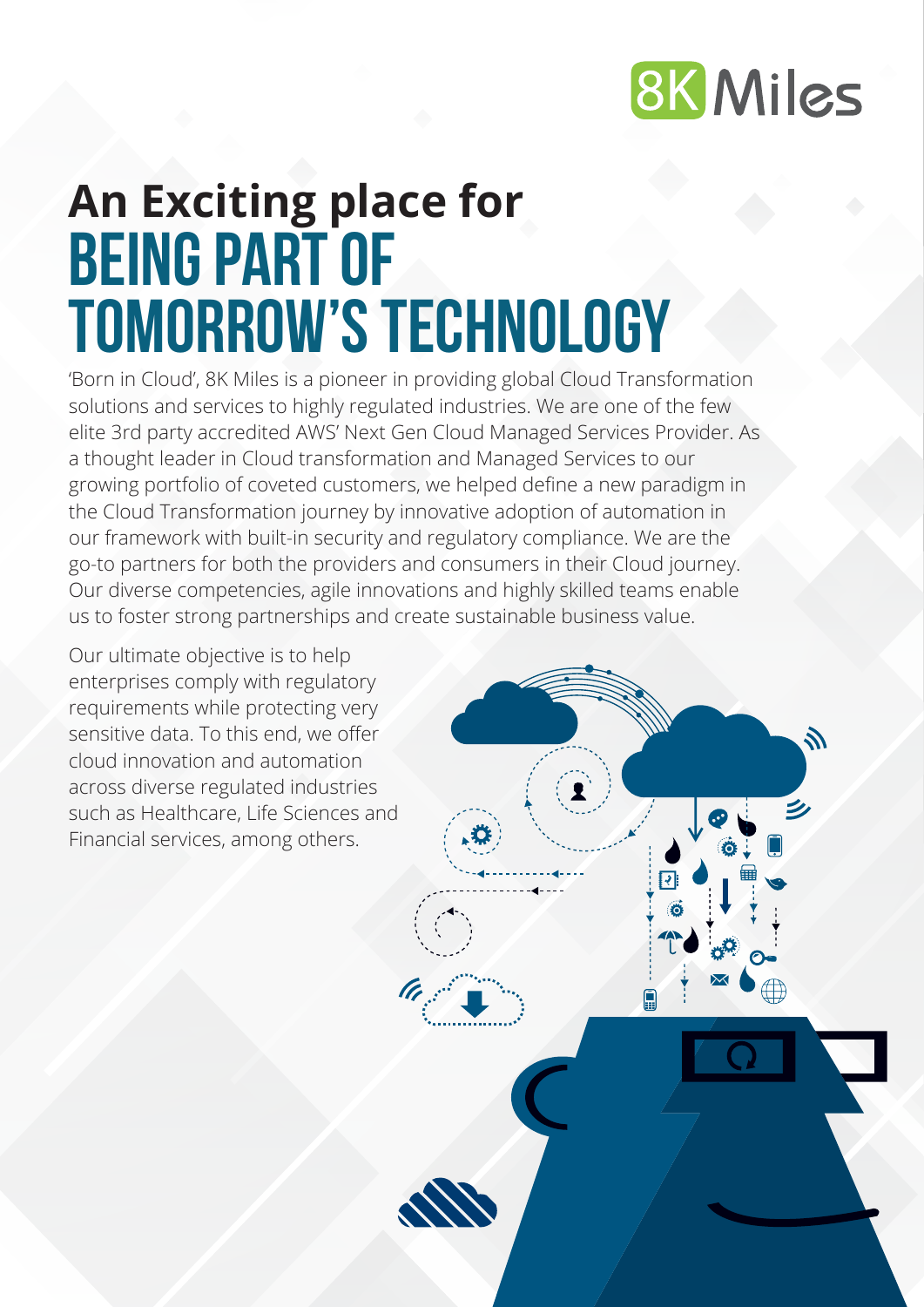# An Exciting place for BEING PART OF TOMORROW'S TECHNOLOGY

'Born in Cloud', 8K Miles is a pioneer in providing global Cloud Transformation solutions and services to highly regulated industries. We are one of the few elite 3rd party accredited AWS' Next Gen Cloud Managed Services Provider. As a thought leader in Cloud transformation and Managed Services to our growing portfolio of coveted customers, we helped define a new paradigm in the Cloud Transformation journey by innovative adoption of automation in our framework with built-in security and regulatory compliance. We are the go-to partners for both the providers and consumers in their Cloud journey. Our diverse competencies, agile innovations and highly skilled teams enable us to foster strong partnerships and create sustainable business value.

Our ultimate objective is to help enterprises comply with regulatory requirements while protecting very sensitive data. To this end, we offer cloud innovation and automation across diverse regulated industries such as Healthcare, Life Sciences and Financial services, among others.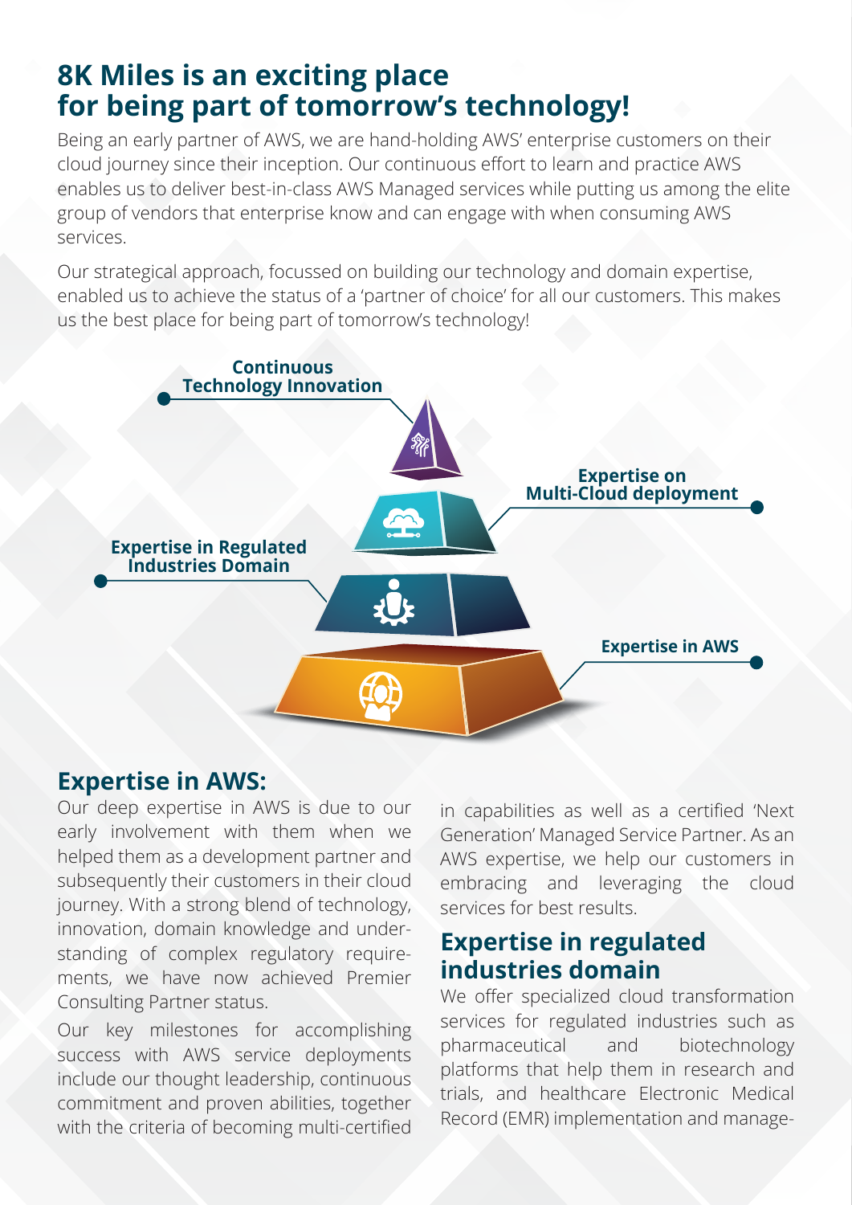# 8K Miles is an exciting place for being part of tomorrow's technology!

Being an early partner of AWS, we are hand-holding AWS' enterprise customers on their cloud journey since their inception. Our continuous effort to learn and practice AWS enables us to deliver best-in-class AWS Managed services while putting us among the elite group of vendors that enterprise know and can engage with when consuming AWS services.

Our strategical approach, focussed on building our technology and domain expertise, enabled us to achieve the status of a 'partner of choice' for all our customers. This makes us the best place for being part of tomorrow's technology!

**Continuous Technology Innovation**

**Expertise on Multi-Cloud deployment**

**Expertise in Regulated Industries Domain**

**Expertise in AWS**

## Expertise in AWS:

Our deep expertise in AWS is due to our early involvement with them when we helped them as a development partner and subsequently their customers in their cloud journey. With a strong blend of technology, innovation, domain knowledge and understanding of complex regulatory requirements, we have now achieved Premier Consulting Partner status.

Our key milestones for accomplishing success with AWS service deployments include our thought leadership, continuous commitment and proven abilities, together with the criteria of becoming multi-certified in capabilities as well as a certified 'Next Generation' Managed Service Partner. As an AWS expertise, we help our customers in embracing and leveraging the cloud services for best results.

## Expertise in regulated industries domain

We offer specialized cloud transformation services for regulated industries such as pharmaceutical and biotechnology platforms that help them in research and trials, and healthcare Electronic Medical Record (EMR) implementation and manage-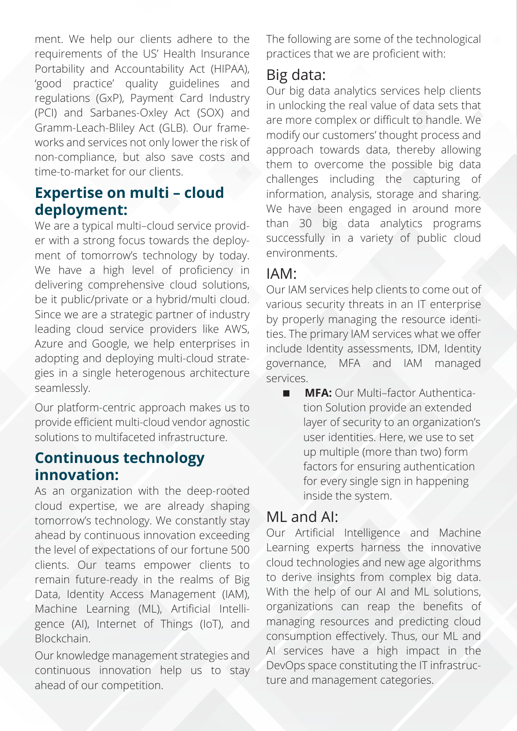ment. We help our clients adhere to the requirements of the US' Health Insurance Portability and Accountability Act (HIPAA), 'good practice' quality guidelines and regulations (GxP), Payment Card Industry (PCI) and Sarbanes-Oxley Act (SOX) and Gramm-Leach-Bliley Act (GLB). Our frameworks and services not only lower the risk of non-compliance, but also save costs and time-to-market for our clients.

## Expertise on multi – cloud deployment:

We are a typical multi–cloud service provider with a strong focus towards the deployment of tomorrow's technology by today. We have a high level of proficiency in delivering comprehensive cloud solutions, be it public/private or a hybrid/multi cloud. Since we are a strategic partner of industry leading cloud service providers like AWS, Azure and Google, we help enterprises in adopting and deploying multi-cloud strategies in a single heterogenous architecture seamlessly.

Our platform-centric approach makes us to provide efficient multi-cloud vendor agnostic solutions to multifaceted infrastructure.

## Continuous technology innovation:

As an organization with the deep-rooted cloud expertise, we are already shaping tomorrow's technology. We constantly stay ahead by continuous innovation exceeding the level of expectations of our fortune 500 clients. Our teams empower clients to remain future-ready in the realms of Big Data, Identity Access Management (IAM), Machine Learning (ML), Artificial Intelligence (AI), Internet of Things (IoT), and Blockchain.

Our knowledge management strategies and continuous innovation help us to stay ahead of our competition.

The following are some of the technological practices that we are proficient with:

### Big data:

Our big data analytics services help clients in unlocking the real value of data sets that are more complex or difficult to handle. We modify our customers' thought process and approach towards data, thereby allowing them to overcome the possible big data challenges including the capturing of information, analysis, storage and sharing. We have been engaged in around more than 30 big data analytics programs successfully in a variety of public cloud environments.

### IAM:

Our IAM services help clients to come out of various security threats in an IT enterprise by properly managing the resource identities. The primary IAM services what we offer include Identity assessments, IDM, Identity governance, MFA and IAM managed services.

- **MFA:** Our Multi–factor Authentication Solution provide an extended layer of security to an organization's user identities. Here, we use to set up multiple (more than two) form factors for ensuring authentication for every single sign in happening inside the system.

### ML and AI:

Our Artificial Intelligence and Machine Learning experts harness the innovative cloud technologies and new age algorithms to derive insights from complex big data. With the help of our AI and ML solutions, organizations can reap the benefits of managing resources and predicting cloud consumption effectively. Thus, our ML and AI services have a high impact in the DevOps space constituting the IT infrastructure and management categories.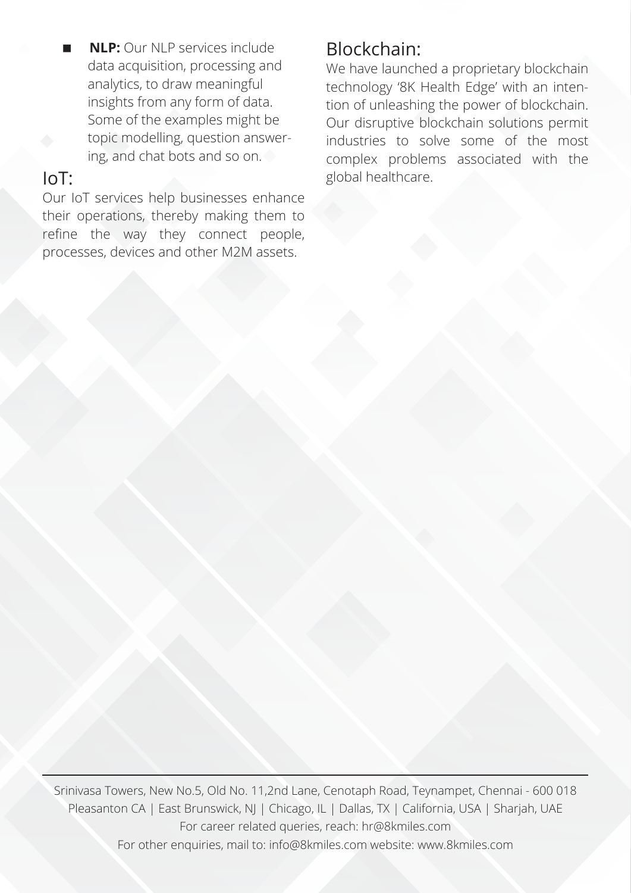- **NLP:** Our NLP services include data acquisition, processing and analytics, to draw meaningful insights from any form of data. Some of the examples might be topic modelling, question answering, and chat bots and so on.

## IoT:

Our IoT services help businesses enhance their operations, thereby making them to refine the way they connect people, processes, devices and other M2M assets.

## Blockchain:

We have launched a proprietary blockchain technology '8K Health Edge' with an intention of unleashing the power of blockchain. Our disruptive blockchain solutions permit industries to solve some of the most complex problems associated with the global healthcare.

---

Srinivasa Towers, New No.5, Old No. 11,2nd Lane, Cenotaph Road, Teynampet, Chennai - 600 018
Pleasanton CA | East Brunswick, NJ | Chicago, IL | Dallas, TX | California, USA | Sharjah, UAE
For career related queries, reach: hr@8kmiles.com
For other enquiries, mail to: info@8kmiles.com website: www.8kmiles.com